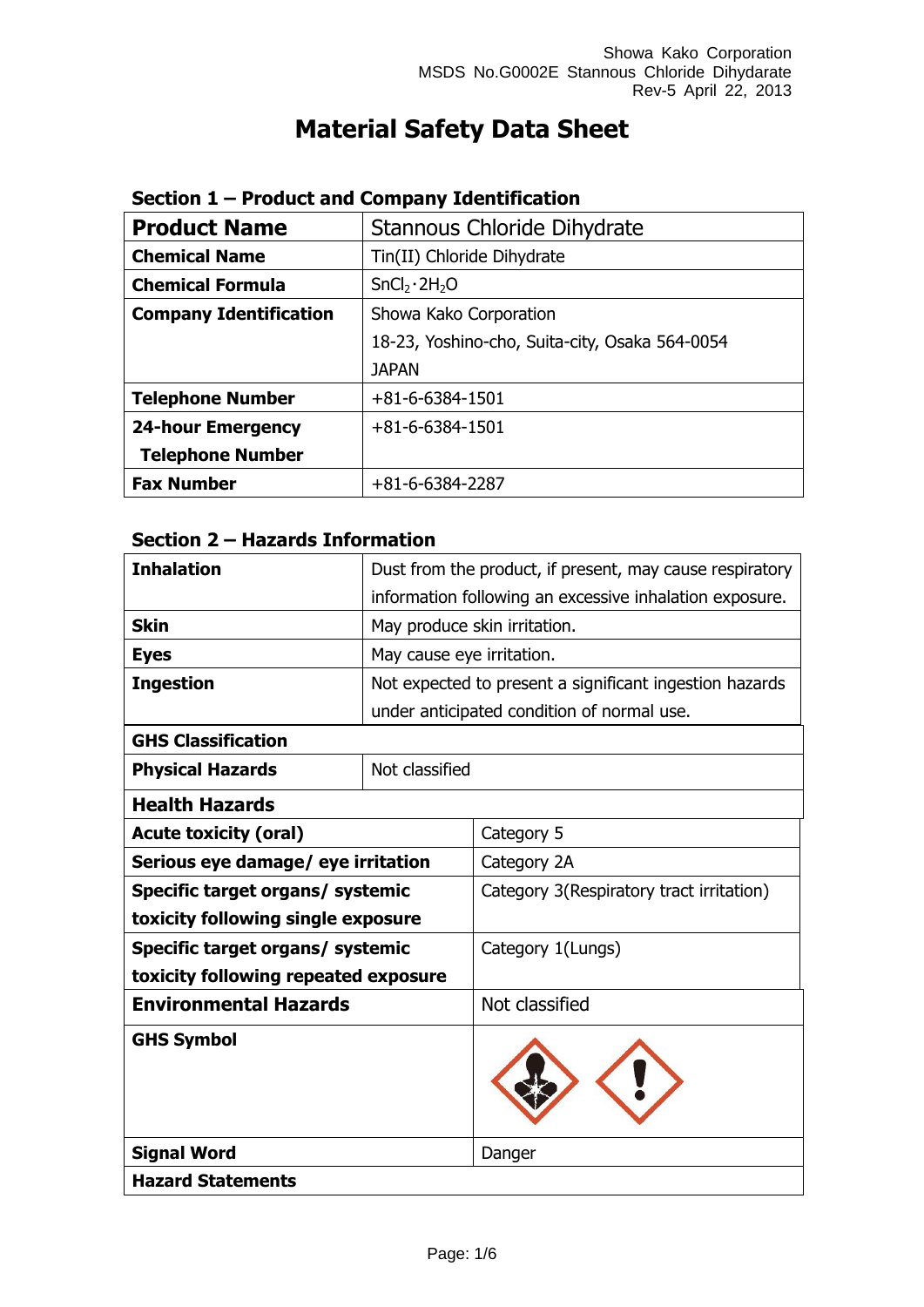# Material Safety Data Sheet

## Section 1 – Product and Company Identification

| **Product Name** | Stannous Chloride Dihydrate |
|---|---|
| **Chemical Name** | Tin(II) Chloride Dihydrate |
| **Chemical Formula** | $SnCl_2 \cdot 2H_2O$ |
| **Company Identification** | Showa Kako Corporation<br>18-23, Yoshino-cho, Suita-city, Osaka 564-0054<br>JAPAN |
| **Telephone Number** | +81-6-6384-1501 |
| **24-hour Emergency Telephone Number** | +81-6-6384-1501 |
| **Fax Number** | +81-6-6384-2287 |

## Section 2 – Hazards Information

| **Inhalation** | Dust from the product, if present, may cause respiratory information following an excessive inhalation exposure. |
|---|---|
| **Skin** | May produce skin irritation. |
| **Eyes** | May cause eye irritation. |
| **Ingestion** | Not expected to present a significant ingestion hazards under anticipated condition of normal use. |
| **GHS Classification** | |
| **Physical Hazards** | Not classified |
| **Health Hazards** | |
| **Acute toxicity (oral)** | Category 5 |
| **Serious eye damage/ eye irritation** | Category 2A |
| **Specific target organs/ systemic toxicity following single exposure** | Category 3(Respiratory tract irritation) |
| **Specific target organs/ systemic toxicity following repeated exposure** | Category 1(Lungs) |
| **Environmental Hazards** | Not classified |
| **GHS Symbol** | |
| **Signal Word** | Danger |
| **Hazard Statements** | |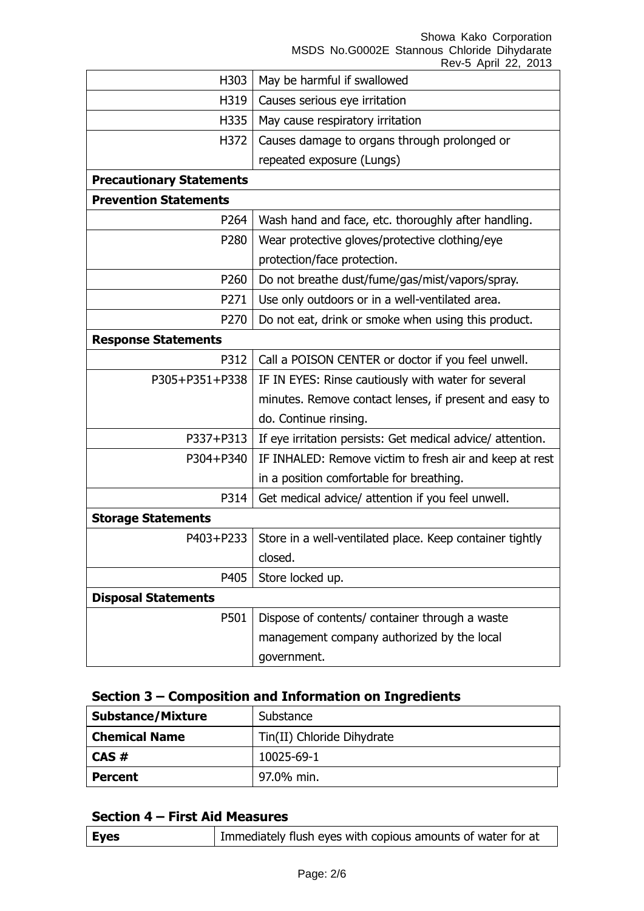| | |
|---|---|
| H303 | May be harmful if swallowed |
| H319 | Causes serious eye irritation |
| H335 | May cause respiratory irritation |
| H372 | Causes damage to organs through prolonged or repeated exposure (Lungs) |
| **Precautionary Statements** | |
| **Prevention Statements** | |
| P264 | Wash hand and face, etc. thoroughly after handling. |
| P280 | Wear protective gloves/protective clothing/eye protection/face protection. |
| P260 | Do not breathe dust/fume/gas/mist/vapors/spray. |
| P271 | Use only outdoors or in a well-ventilated area. |
| P270 | Do not eat, drink or smoke when using this product. |
| **Response Statements** | |
| P312 | Call a POISON CENTER or doctor if you feel unwell. |
| P305+P351+P338 | IF IN EYES: Rinse cautiously with water for several minutes. Remove contact lenses, if present and easy to do. Continue rinsing. |
| P337+P313 | If eye irritation persists: Get medical advice/ attention. |
| P304+P340 | IF INHALED: Remove victim to fresh air and keep at rest in a position comfortable for breathing. |
| P314 | Get medical advice/ attention if you feel unwell. |
| **Storage Statements** | |
| P403+P233 | Store in a well-ventilated place. Keep container tightly closed. |
| P405 | Store locked up. |
| **Disposal Statements** | |
| P501 | Dispose of contents/ container through a waste management company authorized by the local government. |

## Section 3 – Composition and Information on Ingredients

| | |
|---|---|
| **Substance/Mixture** | Substance |
| **Chemical Name** | Tin(II) Chloride Dihydrate |
| **CAS #** | 10025-69-1 |
| **Percent** | 97.0% min. |

## Section 4 – First Aid Measures

| | |
|---|---|
| **Eyes** | Immediately flush eyes with copious amounts of water for at |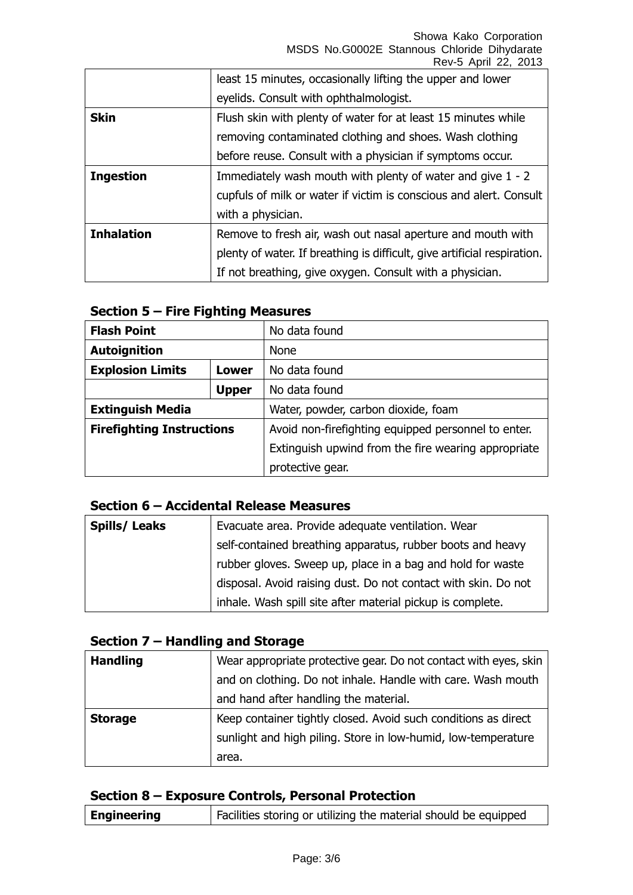|  | least 15 minutes, occasionally lifting the upper and lower eyelids. Consult with ophthalmologist. |
|---|---|
| **Skin** | Flush skin with plenty of water for at least 15 minutes while removing contaminated clothing and shoes. Wash clothing before reuse. Consult with a physician if symptoms occur. |
| **Ingestion** | Immediately wash mouth with plenty of water and give 1 - 2 cupfuls of milk or water if victim is conscious and alert. Consult with a physician. |
| **Inhalation** | Remove to fresh air, wash out nasal aperture and mouth with plenty of water. If breathing is difficult, give artificial respiration. If not breathing, give oxygen. Consult with a physician. |

## Section 5 – Fire Fighting Measures

| **Flash Point** | | No data found |
|---|---|---|
| **Autoignition** | | None |
| **Explosion Limits** | **Lower** | No data found |
| | **Upper** | No data found |
| **Extinguish Media** | | Water, powder, carbon dioxide, foam |
| **Firefighting Instructions** | | Avoid non-firefighting equipped personnel to enter. Extinguish upwind from the fire wearing appropriate protective gear. |

## Section 6 – Accidental Release Measures

| **Spills/ Leaks** | Evacuate area. Provide adequate ventilation. Wear self-contained breathing apparatus, rubber boots and heavy rubber gloves. Sweep up, place in a bag and hold for waste disposal. Avoid raising dust. Do not contact with skin. Do not inhale. Wash spill site after material pickup is complete. |
|---|---|

## Section 7 – Handling and Storage

| **Handling** | Wear appropriate protective gear. Do not contact with eyes, skin and on clothing. Do not inhale. Handle with care. Wash mouth and hand after handling the material. |
|---|---|
| **Storage** | Keep container tightly closed. Avoid such conditions as direct sunlight and high piling. Store in low-humid, low-temperature area. |

## Section 8 – Exposure Controls, Personal Protection

| **Engineering** | Facilities storing or utilizing the material should be equipped |
|---|---|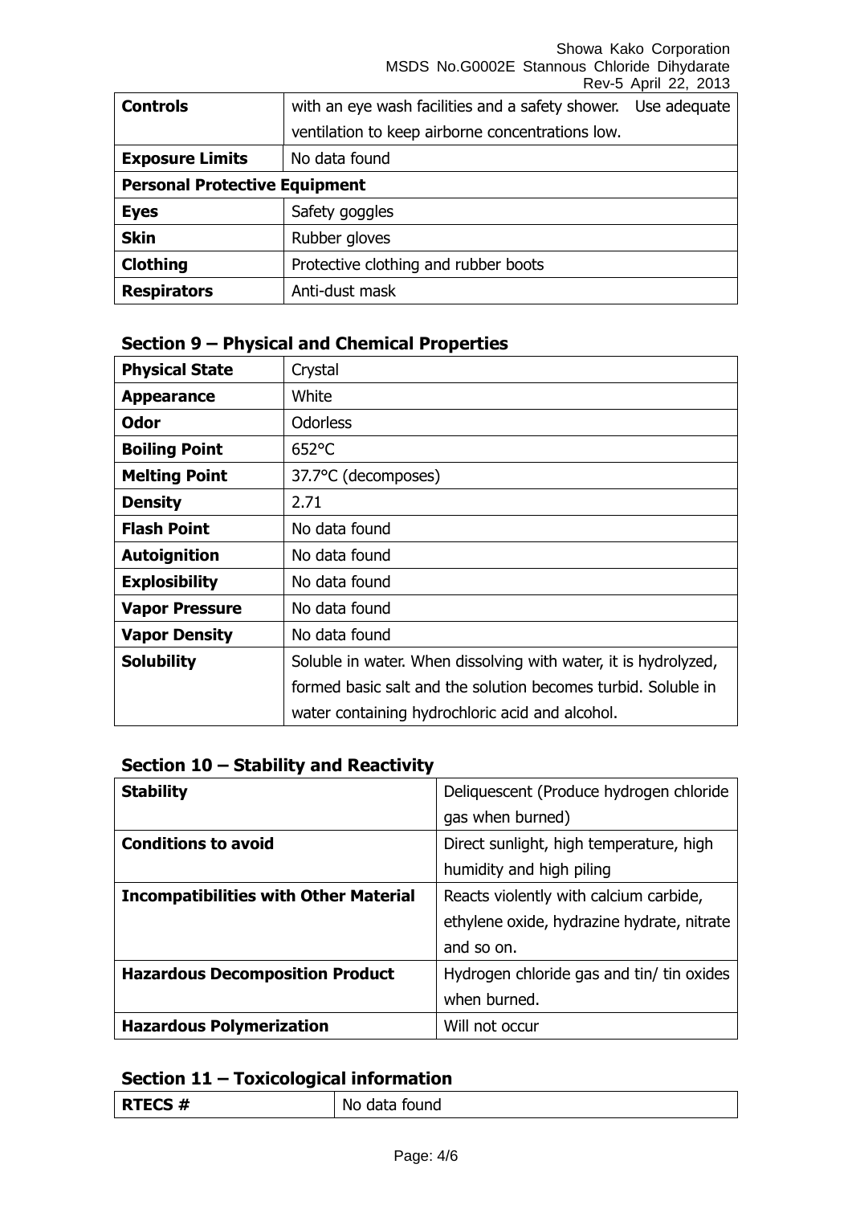| **Controls** | with an eye wash facilities and a safety shower. Use adequate ventilation to keep airborne concentrations low. |
|---|---|
| **Exposure Limits** | No data found |
| **Personal Protective Equipment** | |
| **Eyes** | Safety goggles |
| **Skin** | Rubber gloves |
| **Clothing** | Protective clothing and rubber boots |
| **Respirators** | Anti-dust mask |

## Section 9 – Physical and Chemical Properties

| **Physical State** | Crystal |
|---|---|
| **Appearance** | White |
| **Odor** | Odorless |
| **Boiling Point** | 652°C |
| **Melting Point** | 37.7°C (decomposes) |
| **Density** | 2.71 |
| **Flash Point** | No data found |
| **Autoignition** | No data found |
| **Explosibility** | No data found |
| **Vapor Pressure** | No data found |
| **Vapor Density** | No data found |
| **Solubility** | Soluble in water. When dissolving with water, it is hydrolyzed, formed basic salt and the solution becomes turbid. Soluble in water containing hydrochloric acid and alcohol. |

## Section 10 – Stability and Reactivity

| **Stability** | Deliquescent (Produce hydrogen chloride gas when burned) |
|---|---|
| **Conditions to avoid** | Direct sunlight, high temperature, high humidity and high piling |
| **Incompatibilities with Other Material** | Reacts violently with calcium carbide, ethylene oxide, hydrazine hydrate, nitrate and so on. |
| **Hazardous Decomposition Product** | Hydrogen chloride gas and tin/ tin oxides when burned. |
| **Hazardous Polymerization** | Will not occur |

## Section 11 – Toxicological information

| **RTECS #** | No data found |
|---|---|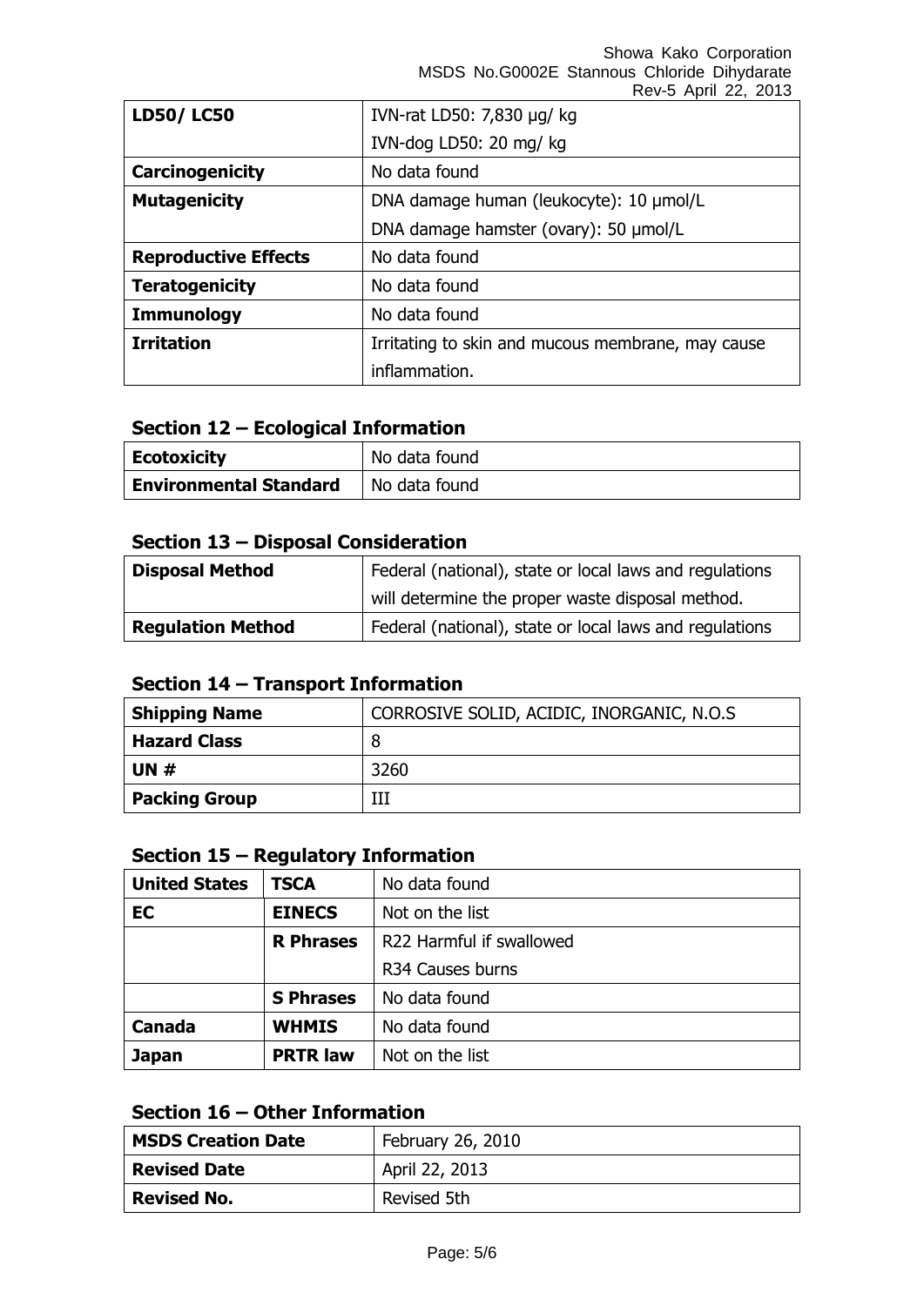| LD50/ LC50 | IVN-rat LD50: 7,830 μg/ kg |
| --- | --- |
| | IVN-dog LD50: 20 mg/ kg |
| **Carcinogenicity** | No data found |
| **Mutagenicity** | DNA damage human (leukocyte): 10 μmol/L |
| | DNA damage hamster (ovary): 50 μmol/L |
| **Reproductive Effects** | No data found |
| **Teratogenicity** | No data found |
| **Immunology** | No data found |
| **Irritation** | Irritating to skin and mucous membrane, may cause inflammation. |

## Section 12 – Ecological Information

| Ecotoxicity | No data found |
| --- | --- |
| **Environmental Standard** | No data found |

## Section 13 – Disposal Consideration

| Disposal Method | Federal (national), state or local laws and regulations will determine the proper waste disposal method. |
| --- | --- |
| **Regulation Method** | Federal (national), state or local laws and regulations |

## Section 14 – Transport Information

| Shipping Name | CORROSIVE SOLID, ACIDIC, INORGANIC, N.O.S |
| --- | --- |
| **Hazard Class** | 8 |
| **UN #** | 3260 |
| **Packing Group** | III |

## Section 15 – Regulatory Information

| United States | TSCA | No data found |
| --- | --- | --- |
| **EC** | **EINECS** | Not on the list |
| | **R Phrases** | R22 Harmful if swallowed |
| | | R34 Causes burns |
| | **S Phrases** | No data found |
| **Canada** | **WHMIS** | No data found |
| **Japan** | **PRTR law** | Not on the list |

## Section 16 – Other Information

| MSDS Creation Date | February 26, 2010 |
| --- | --- |
| **Revised Date** | April 22, 2013 |
| **Revised No.** | Revised 5th |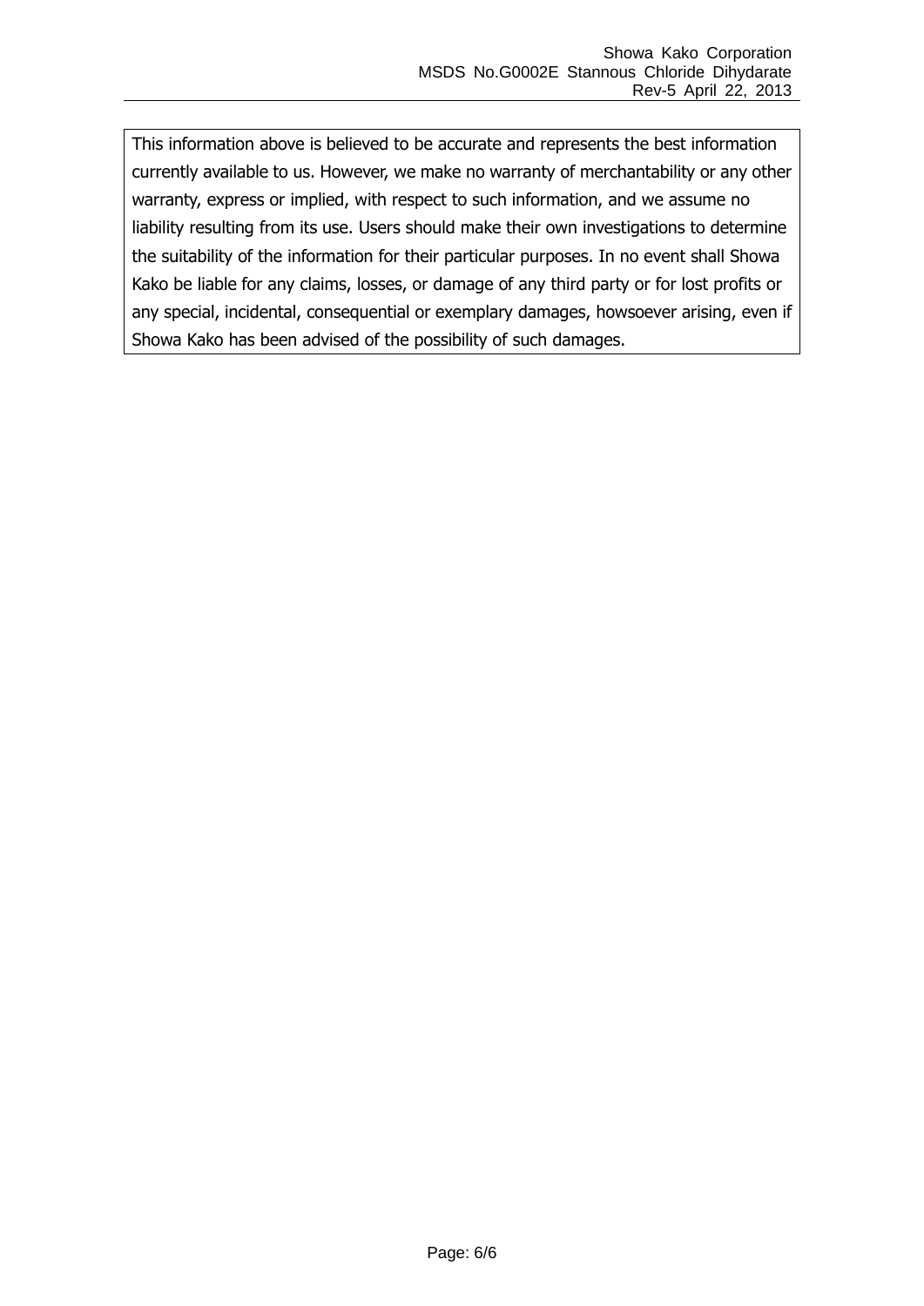This information above is believed to be accurate and represents the best information currently available to us. However, we make no warranty of merchantability or any other warranty, express or implied, with respect to such information, and we assume no liability resulting from its use. Users should make their own investigations to determine the suitability of the information for their particular purposes. In no event shall Showa Kako be liable for any claims, losses, or damage of any third party or for lost profits or any special, incidental, consequential or exemplary damages, howsoever arising, even if Showa Kako has been advised of the possibility of such damages.